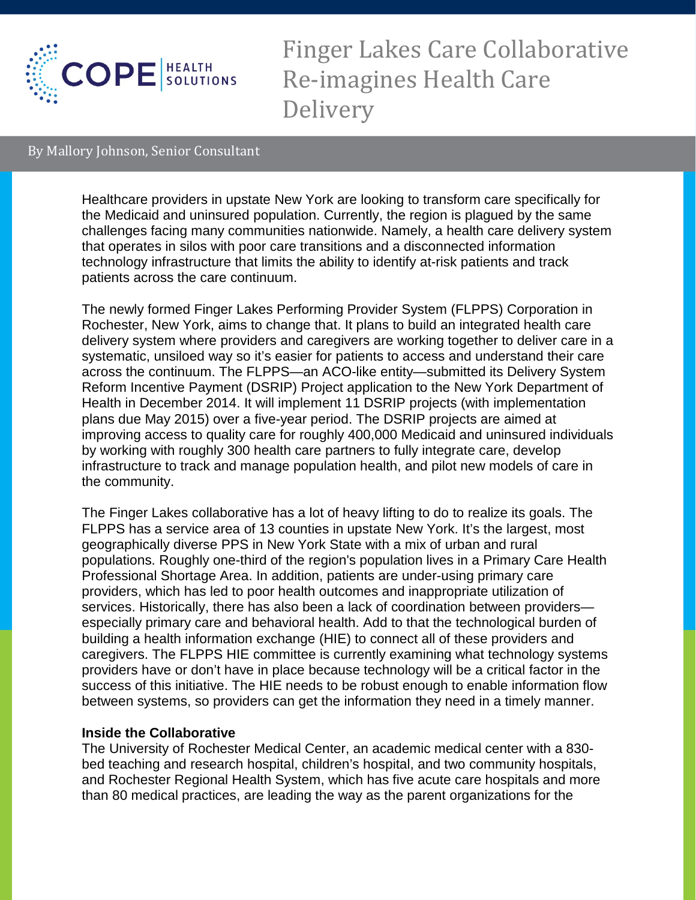# Finger Lakes Care Collaborative Re-imagines Health Care Delivery

By Mallory Johnson, Senior Consultant

Healthcare providers in upstate New York are looking to transform care specifically for the Medicaid and uninsured population. Currently, the region is plagued by the same challenges facing many communities nationwide. Namely, a health care delivery system that operates in silos with poor care transitions and a disconnected information technology infrastructure that limits the ability to identify at-risk patients and track patients across the care continuum.

The newly formed Finger Lakes Performing Provider System (FLPPS) Corporation in Rochester, New York, aims to change that. It plans to build an integrated health care delivery system where providers and caregivers are working together to deliver care in a systematic, unsiloed way so it's easier for patients to access and understand their care across the continuum. The FLPPS—an ACO-like entity—submitted its Delivery System Reform Incentive Payment (DSRIP) Project application to the New York Department of Health in December 2014. It will implement 11 DSRIP projects (with implementation plans due May 2015) over a five-year period. The DSRIP projects are aimed at improving access to quality care for roughly 400,000 Medicaid and uninsured individuals by working with roughly 300 health care partners to fully integrate care, develop infrastructure to track and manage population health, and pilot new models of care in the community.

The Finger Lakes collaborative has a lot of heavy lifting to do to realize its goals. The FLPPS has a service area of 13 counties in upstate New York. It's the largest, most geographically diverse PPS in New York State with a mix of urban and rural populations. Roughly one-third of the region's population lives in a Primary Care Health Professional Shortage Area. In addition, patients are under-using primary care providers, which has led to poor health outcomes and inappropriate utilization of services. Historically, there has also been a lack of coordination between providers—especially primary care and behavioral health. Add to that the technological burden of building a health information exchange (HIE) to connect all of these providers and caregivers. The FLPPS HIE committee is currently examining what technology systems providers have or don't have in place because technology will be a critical factor in the success of this initiative. The HIE needs to be robust enough to enable information flow between systems, so providers can get the information they need in a timely manner.

**Inside the Collaborative**

The University of Rochester Medical Center, an academic medical center with a 830-bed teaching and research hospital, children's hospital, and two community hospitals, and Rochester Regional Health System, which has five acute care hospitals and more than 80 medical practices, are leading the way as the parent organizations for the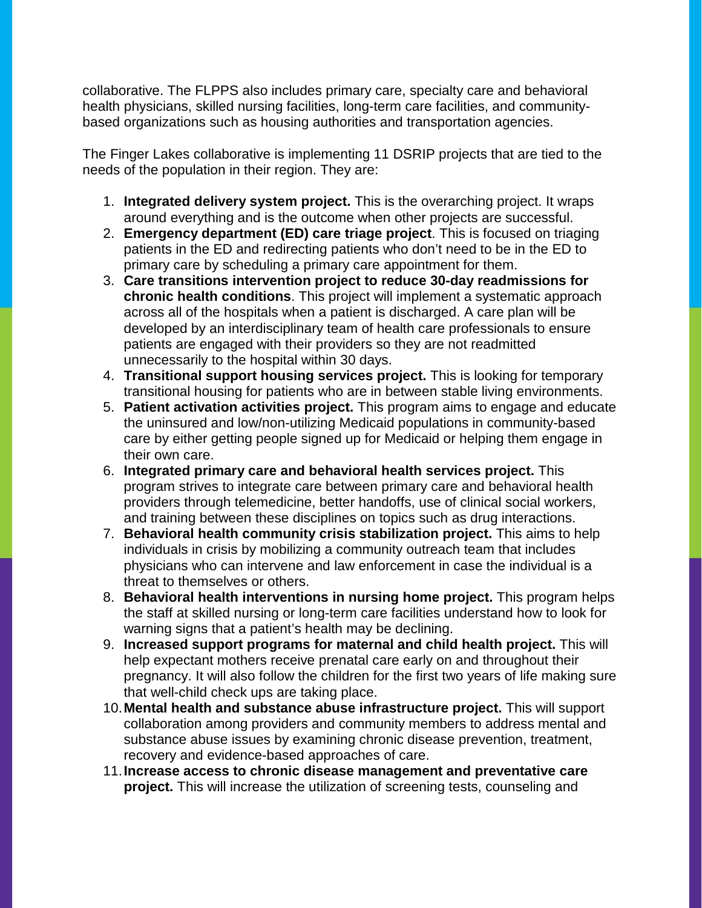collaborative. The FLPPS also includes primary care, specialty care and behavioral health physicians, skilled nursing facilities, long-term care facilities, and community-based organizations such as housing authorities and transportation agencies.

The Finger Lakes collaborative is implementing 11 DSRIP projects that are tied to the needs of the population in their region. They are:

1. **Integrated delivery system project.** This is the overarching project. It wraps around everything and is the outcome when other projects are successful.
2. **Emergency department (ED) care triage project**. This is focused on triaging patients in the ED and redirecting patients who don't need to be in the ED to primary care by scheduling a primary care appointment for them.
3. **Care transitions intervention project to reduce 30-day readmissions for chronic health conditions**. This project will implement a systematic approach across all of the hospitals when a patient is discharged. A care plan will be developed by an interdisciplinary team of health care professionals to ensure patients are engaged with their providers so they are not readmitted unnecessarily to the hospital within 30 days.
4. **Transitional support housing services project.** This is looking for temporary transitional housing for patients who are in between stable living environments.
5. **Patient activation activities project.** This program aims to engage and educate the uninsured and low/non-utilizing Medicaid populations in community-based care by either getting people signed up for Medicaid or helping them engage in their own care.
6. **Integrated primary care and behavioral health services project.** This program strives to integrate care between primary care and behavioral health providers through telemedicine, better handoffs, use of clinical social workers, and training between these disciplines on topics such as drug interactions.
7. **Behavioral health community crisis stabilization project.** This aims to help individuals in crisis by mobilizing a community outreach team that includes physicians who can intervene and law enforcement in case the individual is a threat to themselves or others.
8. **Behavioral health interventions in nursing home project.** This program helps the staff at skilled nursing or long-term care facilities understand how to look for warning signs that a patient's health may be declining.
9. **Increased support programs for maternal and child health project.** This will help expectant mothers receive prenatal care early on and throughout their pregnancy. It will also follow the children for the first two years of life making sure that well-child check ups are taking place.
10. **Mental health and substance abuse infrastructure project.** This will support collaboration among providers and community members to address mental and substance abuse issues by examining chronic disease prevention, treatment, recovery and evidence-based approaches of care.
11. **Increase access to chronic disease management and preventative care project.** This will increase the utilization of screening tests, counseling and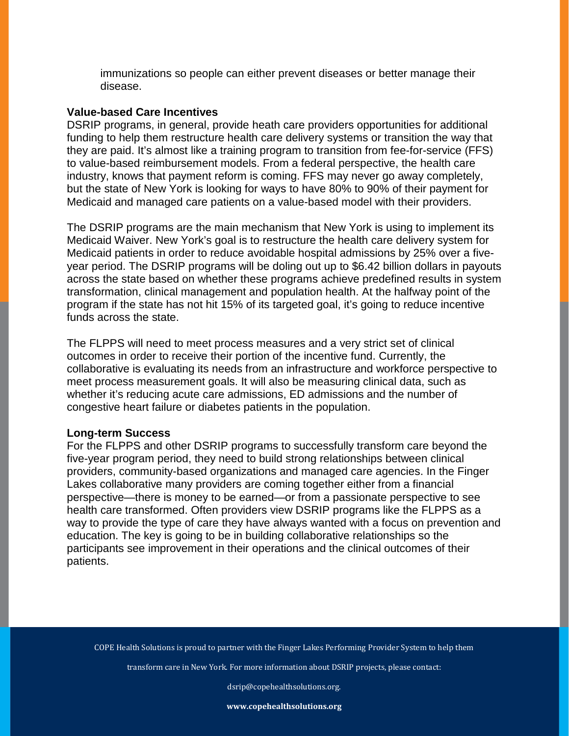immunizations so people can either prevent diseases or better manage their disease.

**Value-based Care Incentives**

DSRIP programs, in general, provide heath care providers opportunities for additional funding to help them restructure health care delivery systems or transition the way that they are paid. It's almost like a training program to transition from fee-for-service (FFS) to value-based reimbursement models. From a federal perspective, the health care industry, knows that payment reform is coming. FFS may never go away completely, but the state of New York is looking for ways to have 80% to 90% of their payment for Medicaid and managed care patients on a value-based model with their providers.

The DSRIP programs are the main mechanism that New York is using to implement its Medicaid Waiver. New York's goal is to restructure the health care delivery system for Medicaid patients in order to reduce avoidable hospital admissions by 25% over a five-year period. The DSRIP programs will be doling out up to $6.42 billion dollars in payouts across the state based on whether these programs achieve predefined results in system transformation, clinical management and population health. At the halfway point of the program if the state has not hit 15% of its targeted goal, it's going to reduce incentive funds across the state.

The FLPPS will need to meet process measures and a very strict set of clinical outcomes in order to receive their portion of the incentive fund. Currently, the collaborative is evaluating its needs from an infrastructure and workforce perspective to meet process measurement goals. It will also be measuring clinical data, such as whether it's reducing acute care admissions, ED admissions and the number of congestive heart failure or diabetes patients in the population.

**Long-term Success**

For the FLPPS and other DSRIP programs to successfully transform care beyond the five-year program period, they need to build strong relationships between clinical providers, community-based organizations and managed care agencies. In the Finger Lakes collaborative many providers are coming together either from a financial perspective—there is money to be earned—or from a passionate perspective to see health care transformed. Often providers view DSRIP programs like the FLPPS as a way to provide the type of care they have always wanted with a focus on prevention and education. The key is going to be in building collaborative relationships so the participants see improvement in their operations and the clinical outcomes of their patients.

COPE Health Solutions is proud to partner with the Finger Lakes Performing Provider System to help them transform care in New York. For more information about DSRIP projects, please contact: dsrip@copehealthsolutions.org.

**www.copehealthsolutions.org**